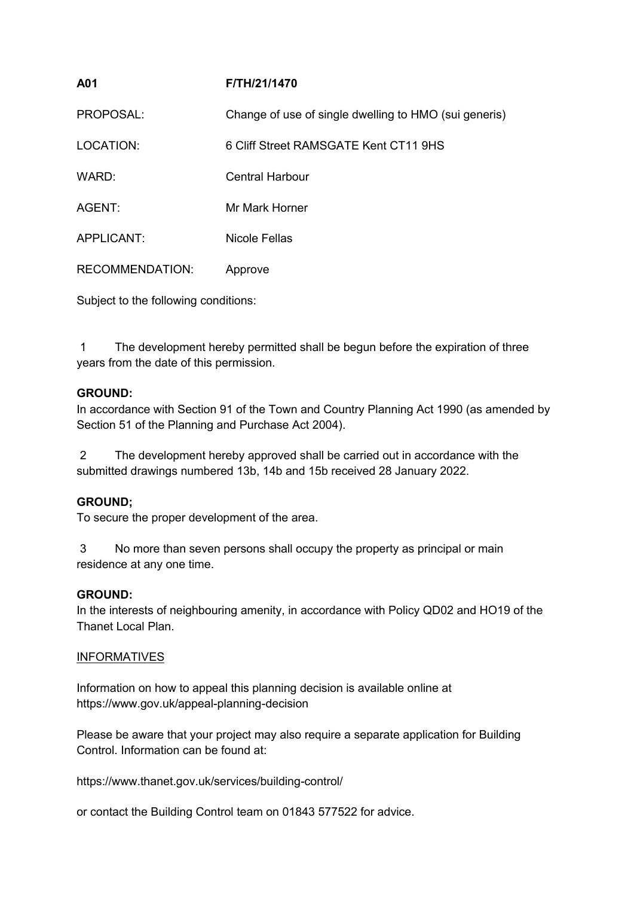**A01** **F/TH/21/1470**

PROPOSAL: Change of use of single dwelling to HMO (sui generis)

LOCATION: 6 Cliff Street RAMSGATE Kent CT11 9HS

WARD: Central Harbour

AGENT: Mr Mark Horner

APPLICANT: Nicole Fellas

RECOMMENDATION: Approve

Subject to the following conditions:

1 The development hereby permitted shall be begun before the expiration of three years from the date of this permission.

**GROUND:**
In accordance with Section 91 of the Town and Country Planning Act 1990 (as amended by Section 51 of the Planning and Purchase Act 2004).

2 The development hereby approved shall be carried out in accordance with the submitted drawings numbered 13b, 14b and 15b received 28 January 2022.

**GROUND;**
To secure the proper development of the area.

3 No more than seven persons shall occupy the property as principal or main residence at any one time.

**GROUND:**
In the interests of neighbouring amenity, in accordance with Policy QD02 and HO19 of the Thanet Local Plan.

INFORMATIVES

Information on how to appeal this planning decision is available online at https://www.gov.uk/appeal-planning-decision

Please be aware that your project may also require a separate application for Building Control. Information can be found at:

https://www.thanet.gov.uk/services/building-control/

or contact the Building Control team on 01843 577522 for advice.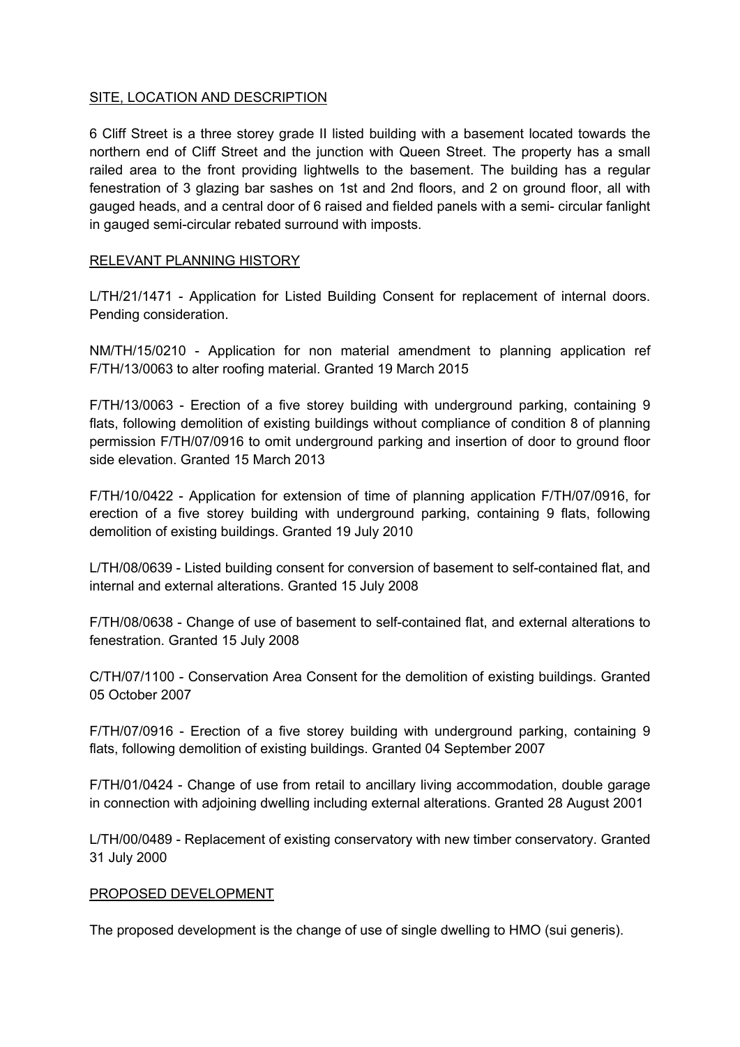## SITE, LOCATION AND DESCRIPTION

6 Cliff Street is a three storey grade II listed building with a basement located towards the northern end of Cliff Street and the junction with Queen Street. The property has a small railed area to the front providing lightwells to the basement. The building has a regular fenestration of 3 glazing bar sashes on 1st and 2nd floors, and 2 on ground floor, all with gauged heads, and a central door of 6 raised and fielded panels with a semi- circular fanlight in gauged semi-circular rebated surround with imposts.

## RELEVANT PLANNING HISTORY

L/TH/21/1471 - Application for Listed Building Consent for replacement of internal doors. Pending consideration.

NM/TH/15/0210 - Application for non material amendment to planning application ref F/TH/13/0063 to alter roofing material. Granted 19 March 2015

F/TH/13/0063 - Erection of a five storey building with underground parking, containing 9 flats, following demolition of existing buildings without compliance of condition 8 of planning permission F/TH/07/0916 to omit underground parking and insertion of door to ground floor side elevation. Granted 15 March 2013

F/TH/10/0422 - Application for extension of time of planning application F/TH/07/0916, for erection of a five storey building with underground parking, containing 9 flats, following demolition of existing buildings. Granted 19 July 2010

L/TH/08/0639 - Listed building consent for conversion of basement to self-contained flat, and internal and external alterations. Granted 15 July 2008

F/TH/08/0638 - Change of use of basement to self-contained flat, and external alterations to fenestration. Granted 15 July 2008

C/TH/07/1100 - Conservation Area Consent for the demolition of existing buildings. Granted 05 October 2007

F/TH/07/0916 - Erection of a five storey building with underground parking, containing 9 flats, following demolition of existing buildings. Granted 04 September 2007

F/TH/01/0424 - Change of use from retail to ancillary living accommodation, double garage in connection with adjoining dwelling including external alterations. Granted 28 August 2001

L/TH/00/0489 - Replacement of existing conservatory with new timber conservatory. Granted 31 July 2000

## PROPOSED DEVELOPMENT

The proposed development is the change of use of single dwelling to HMO (sui generis).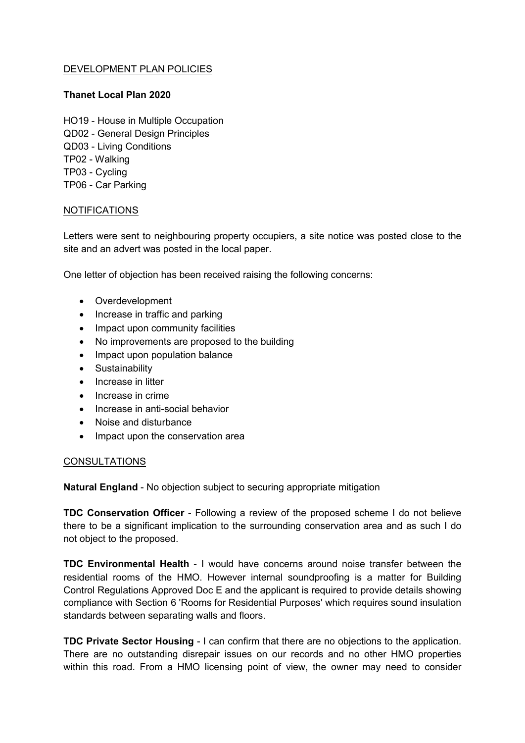## DEVELOPMENT PLAN POLICIES

**Thanet Local Plan 2020**

HO19 - House in Multiple Occupation
QD02 - General Design Principles
QD03 - Living Conditions
TP02 - Walking
TP03 - Cycling
TP06 - Car Parking

## NOTIFICATIONS

Letters were sent to neighbouring property occupiers, a site notice was posted close to the site and an advert was posted in the local paper.

One letter of objection has been received raising the following concerns:

- Overdevelopment
- Increase in traffic and parking
- Impact upon community facilities
- No improvements are proposed to the building
- Impact upon population balance
- Sustainability
- Increase in litter
- Increase in crime
- Increase in anti-social behavior
- Noise and disturbance
- Impact upon the conservation area

## CONSULTATIONS

**Natural England** - No objection subject to securing appropriate mitigation

**TDC Conservation Officer** - Following a review of the proposed scheme I do not believe there to be a significant implication to the surrounding conservation area and as such I do not object to the proposed.

**TDC Environmental Health** - I would have concerns around noise transfer between the residential rooms of the HMO. However internal soundproofing is a matter for Building Control Regulations Approved Doc E and the applicant is required to provide details showing compliance with Section 6 'Rooms for Residential Purposes' which requires sound insulation standards between separating walls and floors.

**TDC Private Sector Housing** - I can confirm that there are no objections to the application. There are no outstanding disrepair issues on our records and no other HMO properties within this road. From a HMO licensing point of view, the owner may need to consider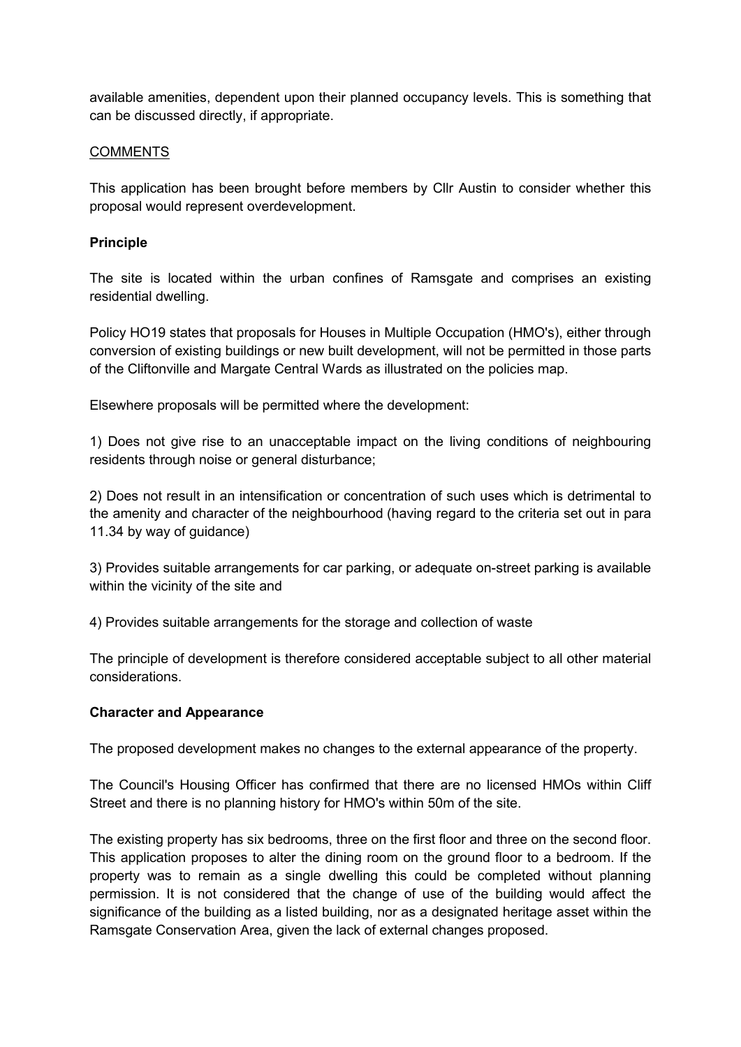available amenities, dependent upon their planned occupancy levels. This is something that can be discussed directly, if appropriate.

COMMENTS

This application has been brought before members by Cllr Austin to consider whether this proposal would represent overdevelopment.

**Principle**

The site is located within the urban confines of Ramsgate and comprises an existing residential dwelling.

Policy HO19 states that proposals for Houses in Multiple Occupation (HMO's), either through conversion of existing buildings or new built development, will not be permitted in those parts of the Cliftonville and Margate Central Wards as illustrated on the policies map.

Elsewhere proposals will be permitted where the development:

1) Does not give rise to an unacceptable impact on the living conditions of neighbouring residents through noise or general disturbance;

2) Does not result in an intensification or concentration of such uses which is detrimental to the amenity and character of the neighbourhood (having regard to the criteria set out in para 11.34 by way of guidance)

3) Provides suitable arrangements for car parking, or adequate on-street parking is available within the vicinity of the site and

4) Provides suitable arrangements for the storage and collection of waste

The principle of development is therefore considered acceptable subject to all other material considerations.

**Character and Appearance**

The proposed development makes no changes to the external appearance of the property.

The Council's Housing Officer has confirmed that there are no licensed HMOs within Cliff Street and there is no planning history for HMO's within 50m of the site.

The existing property has six bedrooms, three on the first floor and three on the second floor. This application proposes to alter the dining room on the ground floor to a bedroom. If the property was to remain as a single dwelling this could be completed without planning permission. It is not considered that the change of use of the building would affect the significance of the building as a listed building, nor as a designated heritage asset within the Ramsgate Conservation Area, given the lack of external changes proposed.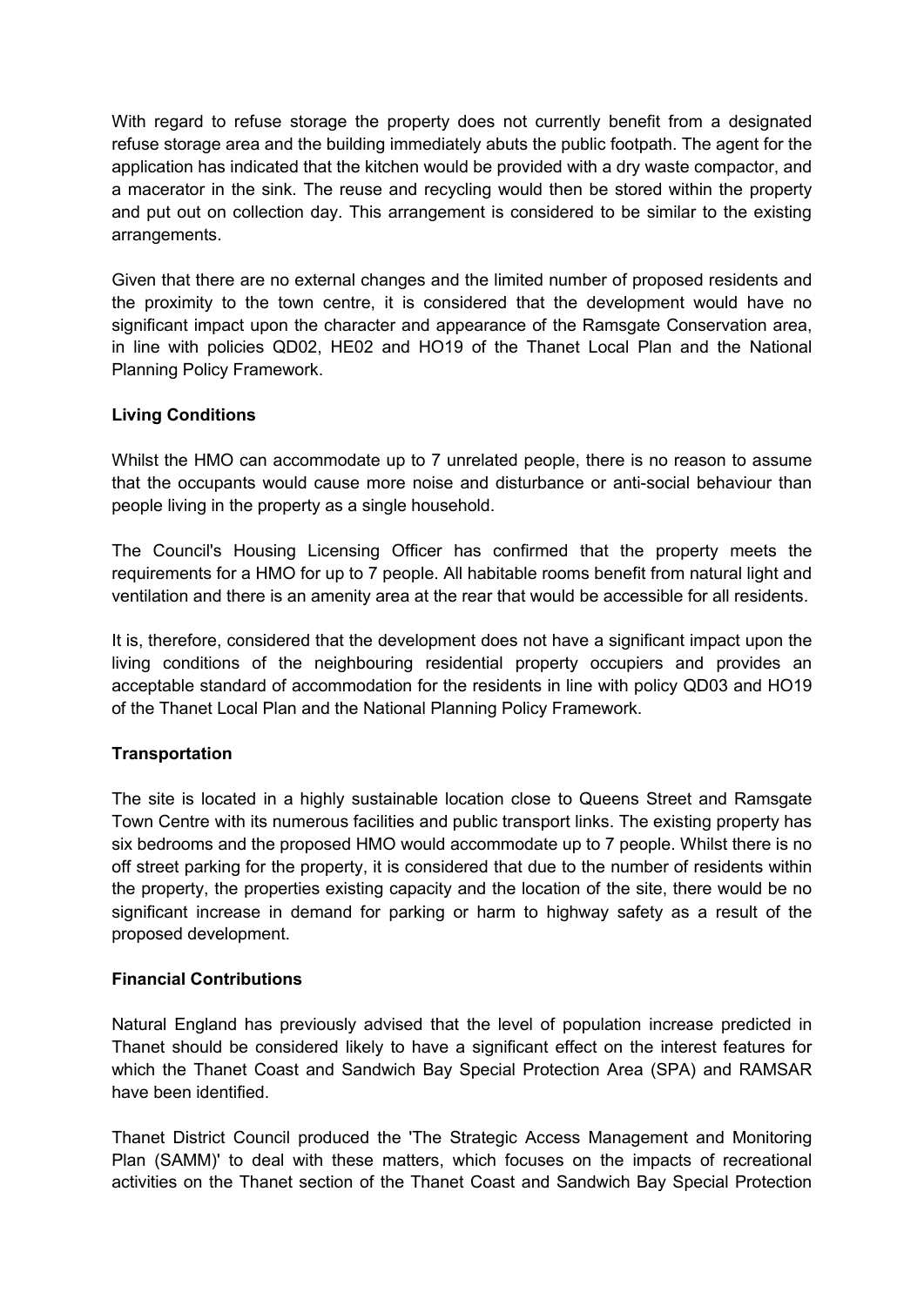With regard to refuse storage the property does not currently benefit from a designated refuse storage area and the building immediately abuts the public footpath. The agent for the application has indicated that the kitchen would be provided with a dry waste compactor, and a macerator in the sink. The reuse and recycling would then be stored within the property and put out on collection day. This arrangement is considered to be similar to the existing arrangements.

Given that there are no external changes and the limited number of proposed residents and the proximity to the town centre, it is considered that the development would have no significant impact upon the character and appearance of the Ramsgate Conservation area, in line with policies QD02, HE02 and HO19 of the Thanet Local Plan and the National Planning Policy Framework.

**Living Conditions**

Whilst the HMO can accommodate up to 7 unrelated people, there is no reason to assume that the occupants would cause more noise and disturbance or anti-social behaviour than people living in the property as a single household.

The Council's Housing Licensing Officer has confirmed that the property meets the requirements for a HMO for up to 7 people. All habitable rooms benefit from natural light and ventilation and there is an amenity area at the rear that would be accessible for all residents.

It is, therefore, considered that the development does not have a significant impact upon the living conditions of the neighbouring residential property occupiers and provides an acceptable standard of accommodation for the residents in line with policy QD03 and HO19 of the Thanet Local Plan and the National Planning Policy Framework.

**Transportation**

The site is located in a highly sustainable location close to Queens Street and Ramsgate Town Centre with its numerous facilities and public transport links. The existing property has six bedrooms and the proposed HMO would accommodate up to 7 people. Whilst there is no off street parking for the property, it is considered that due to the number of residents within the property, the properties existing capacity and the location of the site, there would be no significant increase in demand for parking or harm to highway safety as a result of the proposed development.

**Financial Contributions**

Natural England has previously advised that the level of population increase predicted in Thanet should be considered likely to have a significant effect on the interest features for which the Thanet Coast and Sandwich Bay Special Protection Area (SPA) and RAMSAR have been identified.

Thanet District Council produced the 'The Strategic Access Management and Monitoring Plan (SAMM)' to deal with these matters, which focuses on the impacts of recreational activities on the Thanet section of the Thanet Coast and Sandwich Bay Special Protection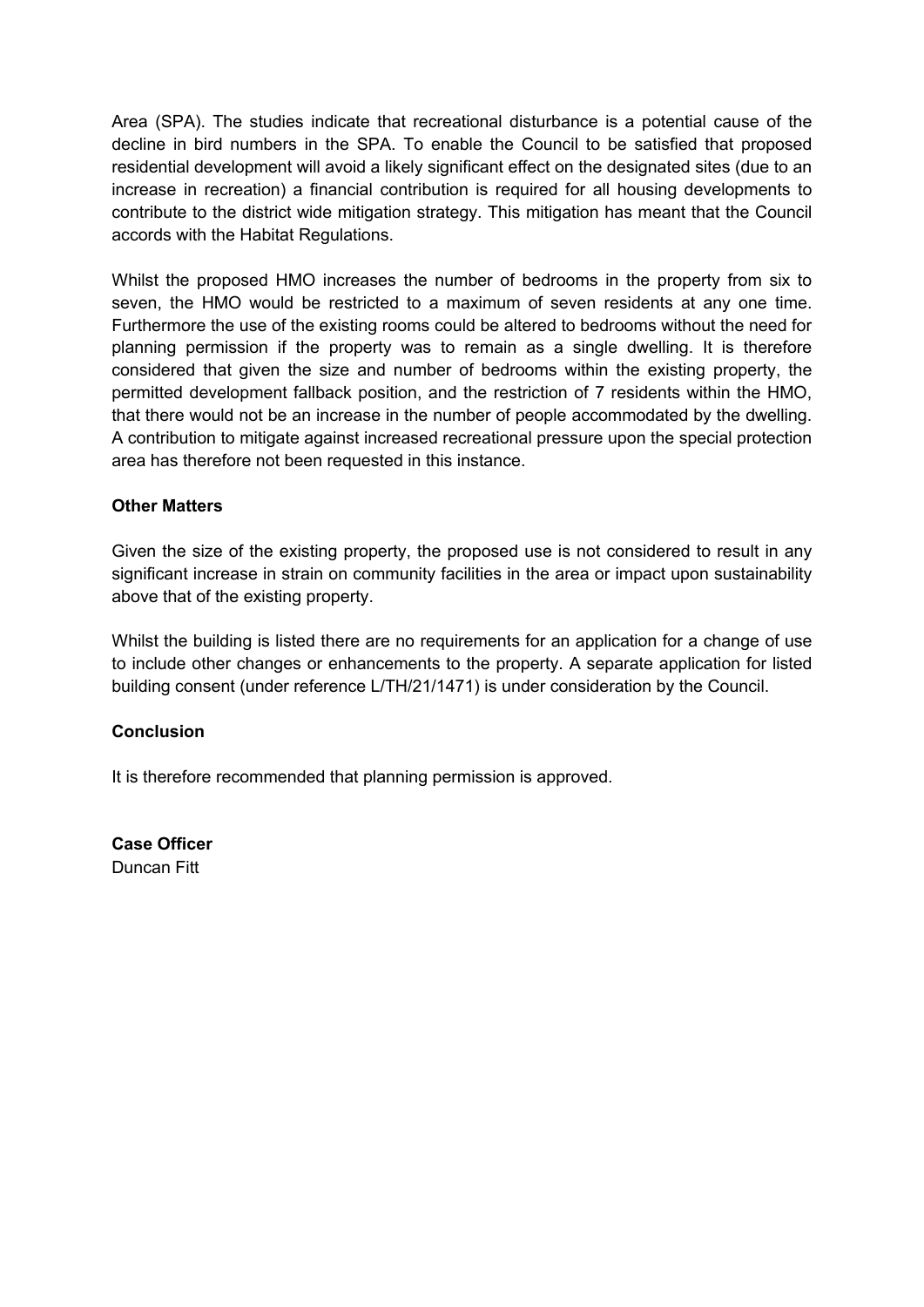Area (SPA). The studies indicate that recreational disturbance is a potential cause of the decline in bird numbers in the SPA. To enable the Council to be satisfied that proposed residential development will avoid a likely significant effect on the designated sites (due to an increase in recreation) a financial contribution is required for all housing developments to contribute to the district wide mitigation strategy. This mitigation has meant that the Council accords with the Habitat Regulations.

Whilst the proposed HMO increases the number of bedrooms in the property from six to seven, the HMO would be restricted to a maximum of seven residents at any one time. Furthermore the use of the existing rooms could be altered to bedrooms without the need for planning permission if the property was to remain as a single dwelling. It is therefore considered that given the size and number of bedrooms within the existing property, the permitted development fallback position, and the restriction of 7 residents within the HMO, that there would not be an increase in the number of people accommodated by the dwelling. A contribution to mitigate against increased recreational pressure upon the special protection area has therefore not been requested in this instance.

**Other Matters**

Given the size of the existing property, the proposed use is not considered to result in any significant increase in strain on community facilities in the area or impact upon sustainability above that of the existing property.

Whilst the building is listed there are no requirements for an application for a change of use to include other changes or enhancements to the property. A separate application for listed building consent (under reference L/TH/21/1471) is under consideration by the Council.

**Conclusion**

It is therefore recommended that planning permission is approved.

**Case Officer**
Duncan Fitt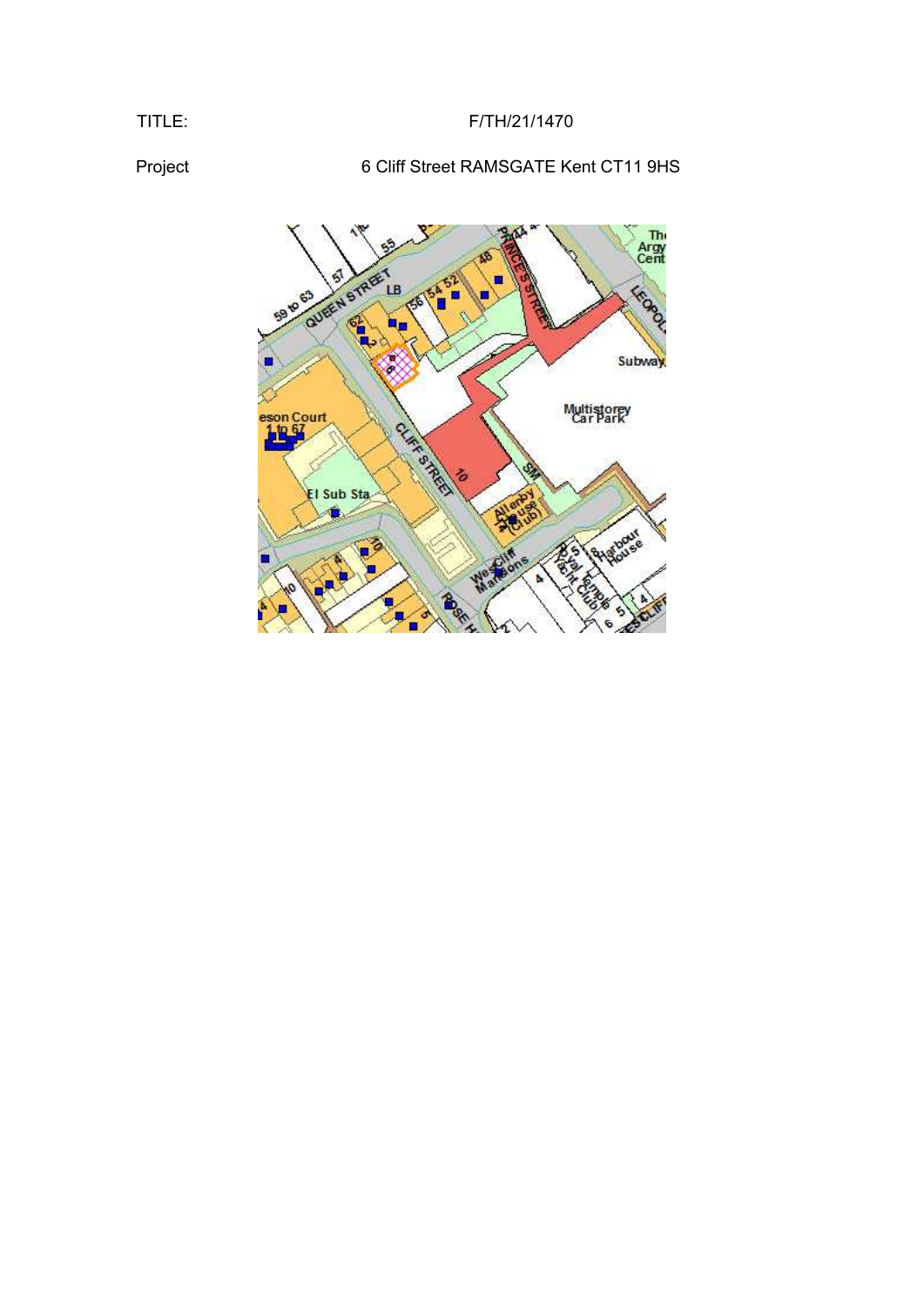TITLE: F/TH/21/1470

Project 6 Cliff Street RAMSGATE Kent CT11 9HS